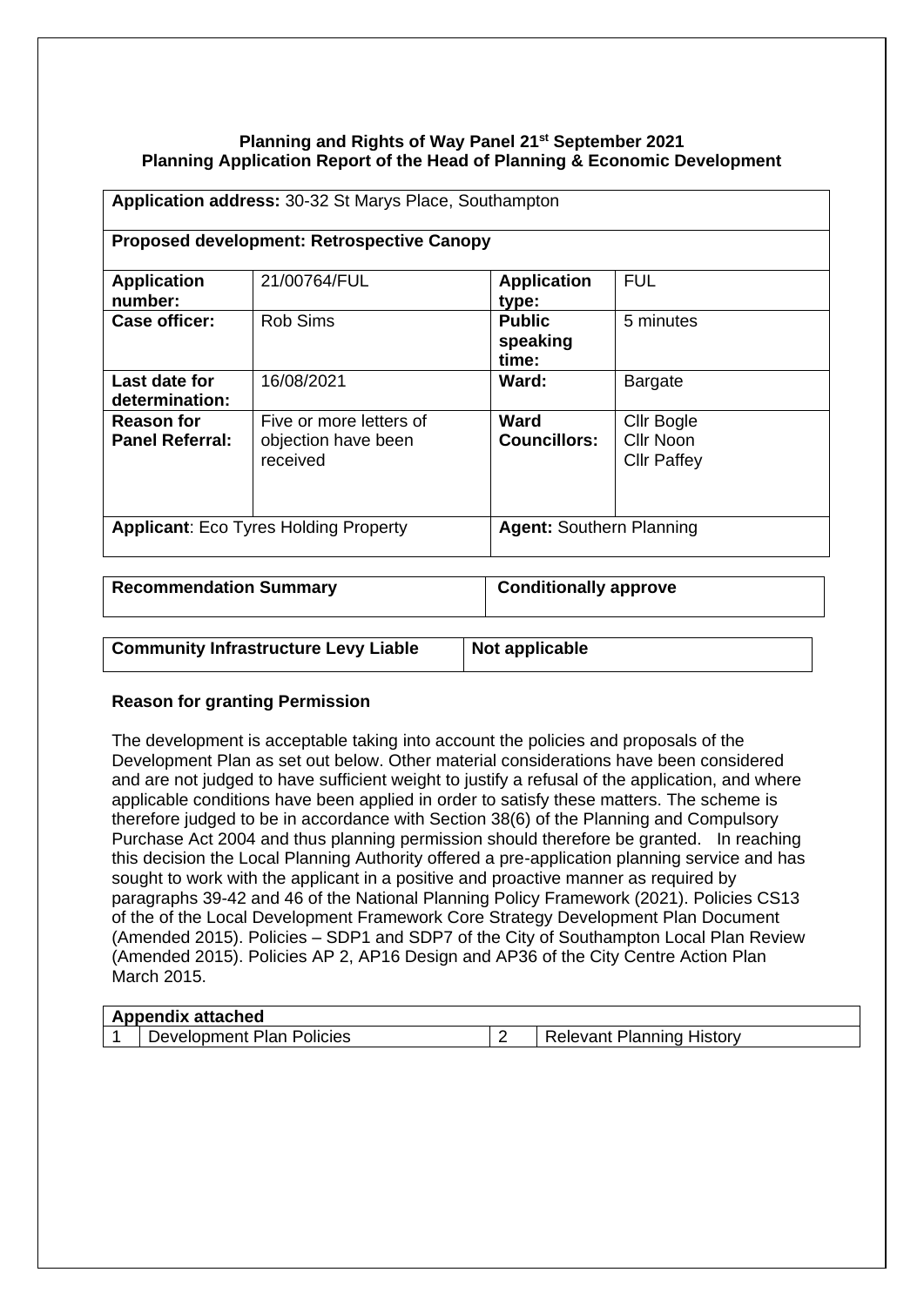**Planning and Rights of Way Panel 21st September 2021**
**Planning Application Report of the Head of Planning & Economic Development**

| **Application address:** 30-32 St Marys Place, Southampton | | | |
|---|---|---|---|
| **Proposed development: Retrospective Canopy** | | | |
| **Application number:** | 21/00764/FUL | **Application type:** | FUL |
| **Case officer:** | Rob Sims | **Public speaking time:** | 5 minutes |
| **Last date for determination:** | 16/08/2021 | **Ward:** | Bargate |
| **Reason for Panel Referral:** | Five or more letters of objection have been received | **Ward Councillors:** | Cllr Bogle<br>Cllr Noon<br>Cllr Paffey |
| **Applicant**: Eco Tyres Holding Property | | **Agent:** Southern Planning | |

| **Recommendation Summary** | **Conditionally approve** |
|---|---|

| **Community Infrastructure Levy Liable** | **Not applicable** |
|---|---|

**Reason for granting Permission**

The development is acceptable taking into account the policies and proposals of the Development Plan as set out below. Other material considerations have been considered and are not judged to have sufficient weight to justify a refusal of the application, and where applicable conditions have been applied in order to satisfy these matters. The scheme is therefore judged to be in accordance with Section 38(6) of the Planning and Compulsory Purchase Act 2004 and thus planning permission should therefore be granted. In reaching this decision the Local Planning Authority offered a pre-application planning service and has sought to work with the applicant in a positive and proactive manner as required by paragraphs 39-42 and 46 of the National Planning Policy Framework (2021). Policies CS13 of the of the Local Development Framework Core Strategy Development Plan Document (Amended 2015). Policies – SDP1 and SDP7 of the City of Southampton Local Plan Review (Amended 2015). Policies AP 2, AP16 Design and AP36 of the City Centre Action Plan March 2015.

| **Appendix attached** | | | |
|---|---|---|---|
| 1 | Development Plan Policies | 2 | Relevant Planning History |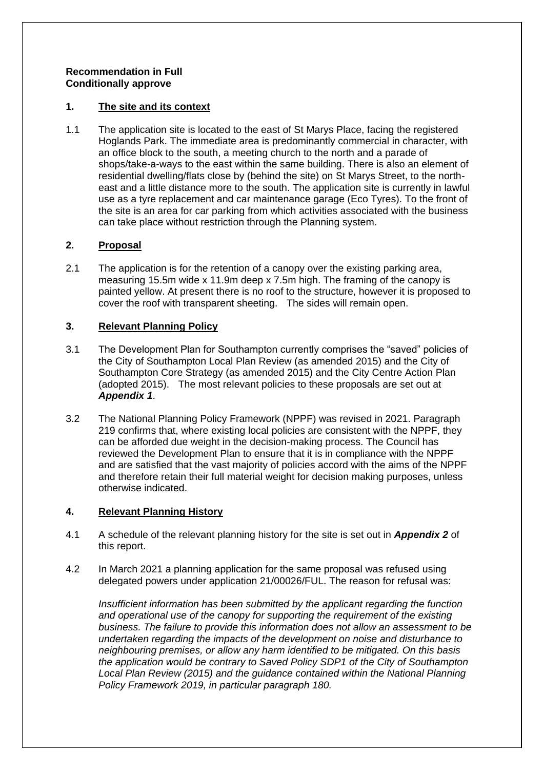**Recommendation in Full**
**Conditionally approve**

## 1. The site and its context

1.1 The application site is located to the east of St Marys Place, facing the registered Hoglands Park. The immediate area is predominantly commercial in character, with an office block to the south, a meeting church to the north and a parade of shops/take-a-ways to the east within the same building. There is also an element of residential dwelling/flats close by (behind the site) on St Marys Street, to the north-east and a little distance more to the south. The application site is currently in lawful use as a tyre replacement and car maintenance garage (Eco Tyres). To the front of the site is an area for car parking from which activities associated with the business can take place without restriction through the Planning system.

## 2. Proposal

2.1 The application is for the retention of a canopy over the existing parking area, measuring 15.5m wide x 11.9m deep x 7.5m high. The framing of the canopy is painted yellow. At present there is no roof to the structure, however it is proposed to cover the roof with transparent sheeting. The sides will remain open.

## 3. Relevant Planning Policy

3.1 The Development Plan for Southampton currently comprises the "saved" policies of the City of Southampton Local Plan Review (as amended 2015) and the City of Southampton Core Strategy (as amended 2015) and the City Centre Action Plan (adopted 2015). The most relevant policies to these proposals are set out at ***Appendix 1***.

3.2 The National Planning Policy Framework (NPPF) was revised in 2021. Paragraph 219 confirms that, where existing local policies are consistent with the NPPF, they can be afforded due weight in the decision-making process. The Council has reviewed the Development Plan to ensure that it is in compliance with the NPPF and are satisfied that the vast majority of policies accord with the aims of the NPPF and therefore retain their full material weight for decision making purposes, unless otherwise indicated.

## 4. Relevant Planning History

4.1 A schedule of the relevant planning history for the site is set out in ***Appendix 2*** of this report.

4.2 In March 2021 a planning application for the same proposal was refused using delegated powers under application 21/00026/FUL. The reason for refusal was:

*Insufficient information has been submitted by the applicant regarding the function and operational use of the canopy for supporting the requirement of the existing business. The failure to provide this information does not allow an assessment to be undertaken regarding the impacts of the development on noise and disturbance to neighbouring premises, or allow any harm identified to be mitigated. On this basis the application would be contrary to Saved Policy SDP1 of the City of Southampton Local Plan Review (2015) and the guidance contained within the National Planning Policy Framework 2019, in particular paragraph 180.*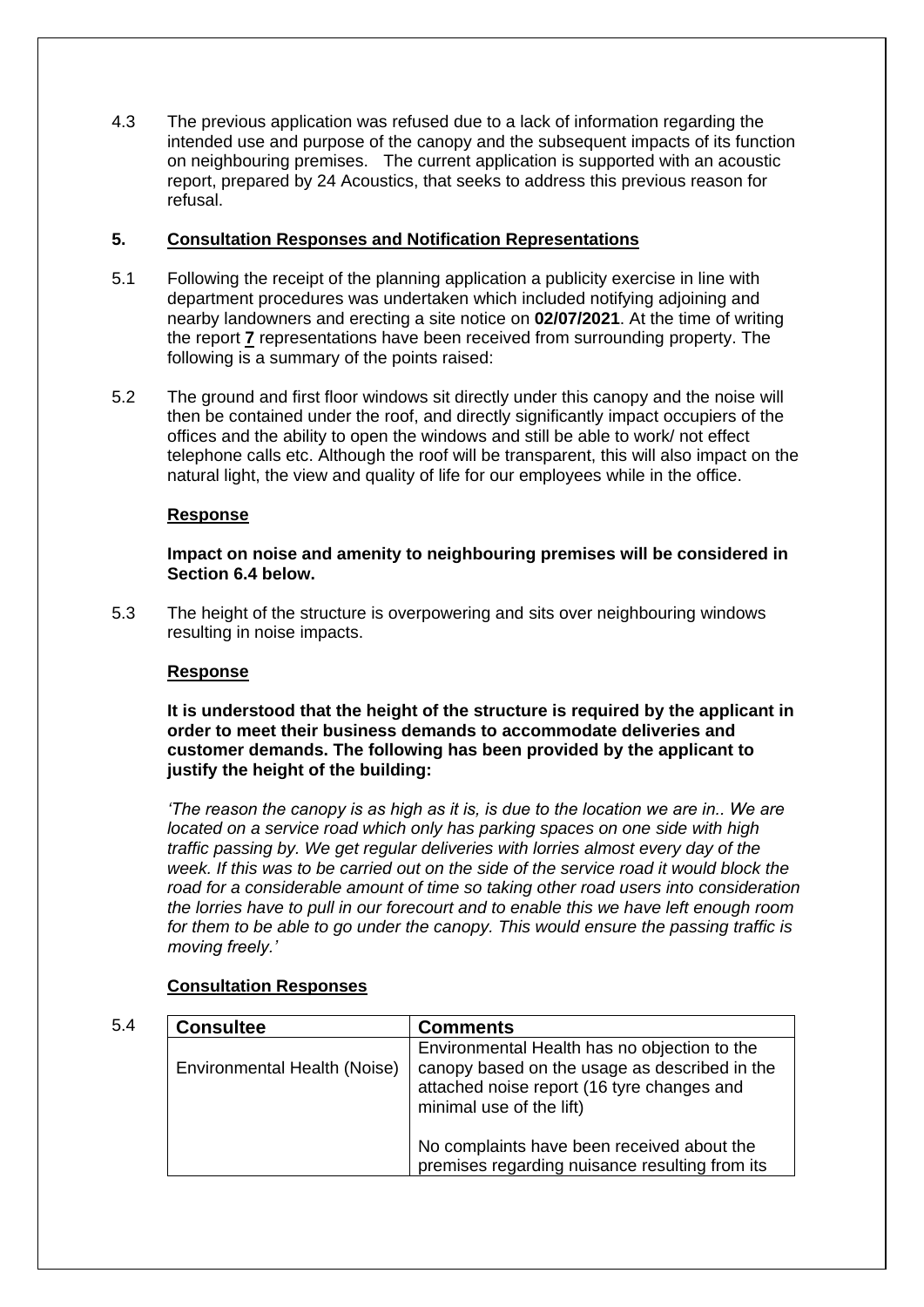4.3 The previous application was refused due to a lack of information regarding the intended use and purpose of the canopy and the subsequent impacts of its function on neighbouring premises. The current application is supported with an acoustic report, prepared by 24 Acoustics, that seeks to address this previous reason for refusal.

## 5. Consultation Responses and Notification Representations

5.1 Following the receipt of the planning application a publicity exercise in line with department procedures was undertaken which included notifying adjoining and nearby landowners and erecting a site notice on **02/07/2021**. At the time of writing the report **7** representations have been received from surrounding property. The following is a summary of the points raised:

5.2 The ground and first floor windows sit directly under this canopy and the noise will then be contained under the roof, and directly significantly impact occupiers of the offices and the ability to open the windows and still be able to work/ not effect telephone calls etc. Although the roof will be transparent, this will also impact on the natural light, the view and quality of life for our employees while in the office.

**Response**

**Impact on noise and amenity to neighbouring premises will be considered in Section 6.4 below.**

5.3 The height of the structure is overpowering and sits over neighbouring windows resulting in noise impacts.

**Response**

**It is understood that the height of the structure is required by the applicant in order to meet their business demands to accommodate deliveries and customer demands. The following has been provided by the applicant to justify the height of the building:**

*'The reason the canopy is as high as it is, is due to the location we are in.. We are located on a service road which only has parking spaces on one side with high traffic passing by. We get regular deliveries with lorries almost every day of the week. If this was to be carried out on the side of the service road it would block the road for a considerable amount of time so taking other road users into consideration the lorries have to pull in our forecourt and to enable this we have left enough room for them to be able to go under the canopy. This would ensure the passing traffic is moving freely.'*

**Consultation Responses**

5.4

| Consultee | Comments |
|---|---|
| Environmental Health (Noise) | Environmental Health has no objection to the canopy based on the usage as described in the attached noise report (16 tyre changes and minimal use of the lift)<br><br>No complaints have been received about the premises regarding nuisance resulting from its |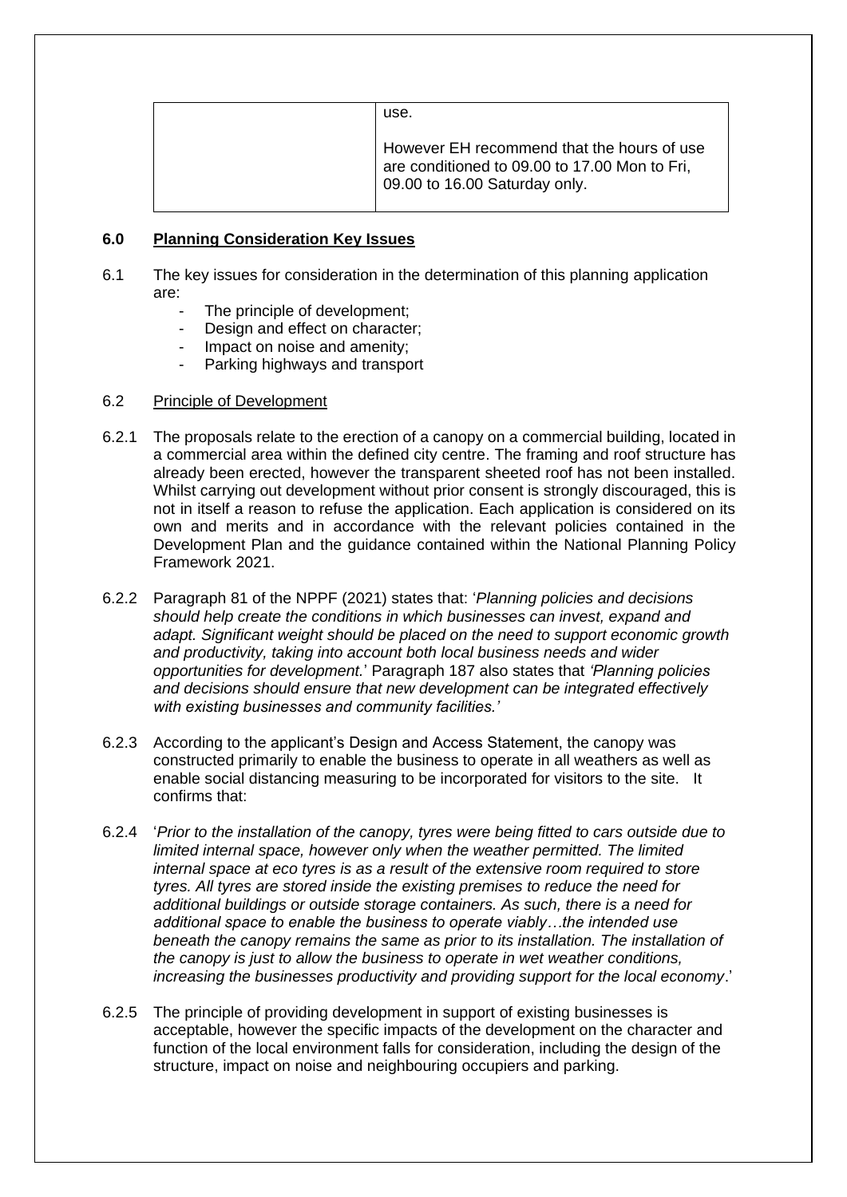| | use.<br><br>However EH recommend that the hours of use are conditioned to 09.00 to 17.00 Mon to Fri, 09.00 to 16.00 Saturday only. |
|---|---|

## 6.0 Planning Consideration Key Issues

6.1 The key issues for consideration in the determination of this planning application are:

- The principle of development;
- Design and effect on character;
- Impact on noise and amenity;
- Parking highways and transport

### 6.2 Principle of Development

6.2.1 The proposals relate to the erection of a canopy on a commercial building, located in a commercial area within the defined city centre. The framing and roof structure has already been erected, however the transparent sheeted roof has not been installed. Whilst carrying out development without prior consent is strongly discouraged, this is not in itself a reason to refuse the application. Each application is considered on its own and merits and in accordance with the relevant policies contained in the Development Plan and the guidance contained within the National Planning Policy Framework 2021.

6.2.2 Paragraph 81 of the NPPF (2021) states that: '*Planning policies and decisions should help create the conditions in which businesses can invest, expand and adapt. Significant weight should be placed on the need to support economic growth and productivity, taking into account both local business needs and wider opportunities for development.*' Paragraph 187 also states that *'Planning policies and decisions should ensure that new development can be integrated effectively with existing businesses and community facilities.'*

6.2.3 According to the applicant's Design and Access Statement, the canopy was constructed primarily to enable the business to operate in all weathers as well as enable social distancing measuring to be incorporated for visitors to the site. It confirms that:

6.2.4 '*Prior to the installation of the canopy, tyres were being fitted to cars outside due to limited internal space, however only when the weather permitted. The limited internal space at eco tyres is as a result of the extensive room required to store tyres. All tyres are stored inside the existing premises to reduce the need for additional buildings or outside storage containers. As such, there is a need for additional space to enable the business to operate viably…the intended use beneath the canopy remains the same as prior to its installation. The installation of the canopy is just to allow the business to operate in wet weather conditions, increasing the businesses productivity and providing support for the local economy*.'

6.2.5 The principle of providing development in support of existing businesses is acceptable, however the specific impacts of the development on the character and function of the local environment falls for consideration, including the design of the structure, impact on noise and neighbouring occupiers and parking.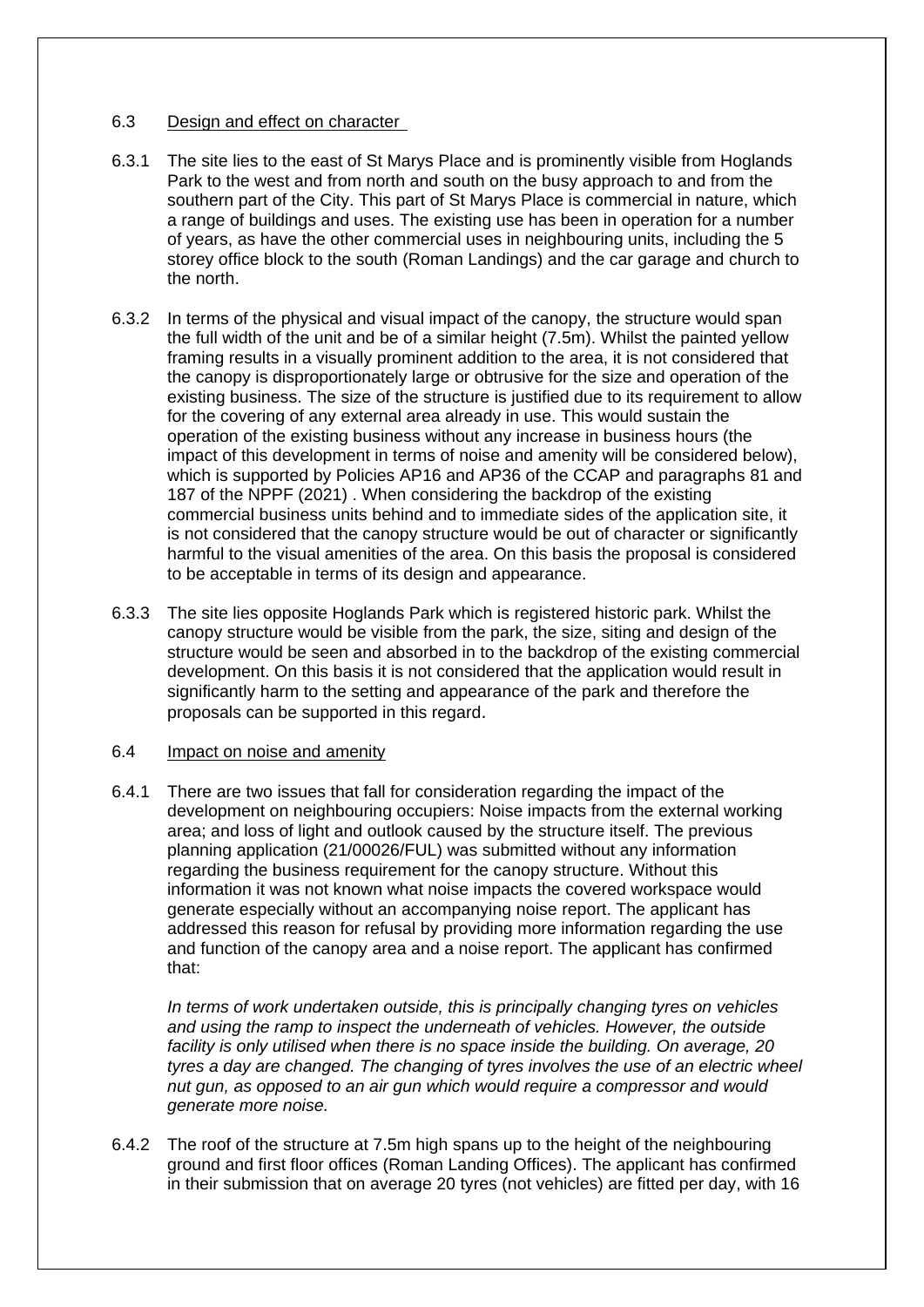6.3 Design and effect on character

6.3.1 The site lies to the east of St Marys Place and is prominently visible from Hoglands Park to the west and from north and south on the busy approach to and from the southern part of the City. This part of St Marys Place is commercial in nature, which a range of buildings and uses. The existing use has been in operation for a number of years, as have the other commercial uses in neighbouring units, including the 5 storey office block to the south (Roman Landings) and the car garage and church to the north.

6.3.2 In terms of the physical and visual impact of the canopy, the structure would span the full width of the unit and be of a similar height (7.5m). Whilst the painted yellow framing results in a visually prominent addition to the area, it is not considered that the canopy is disproportionately large or obtrusive for the size and operation of the existing business. The size of the structure is justified due to its requirement to allow for the covering of any external area already in use. This would sustain the operation of the existing business without any increase in business hours (the impact of this development in terms of noise and amenity will be considered below), which is supported by Policies AP16 and AP36 of the CCAP and paragraphs 81 and 187 of the NPPF (2021) . When considering the backdrop of the existing commercial business units behind and to immediate sides of the application site, it is not considered that the canopy structure would be out of character or significantly harmful to the visual amenities of the area. On this basis the proposal is considered to be acceptable in terms of its design and appearance.

6.3.3 The site lies opposite Hoglands Park which is registered historic park. Whilst the canopy structure would be visible from the park, the size, siting and design of the structure would be seen and absorbed in to the backdrop of the existing commercial development. On this basis it is not considered that the application would result in significantly harm to the setting and appearance of the park and therefore the proposals can be supported in this regard.

6.4 Impact on noise and amenity

6.4.1 There are two issues that fall for consideration regarding the impact of the development on neighbouring occupiers: Noise impacts from the external working area; and loss of light and outlook caused by the structure itself. The previous planning application (21/00026/FUL) was submitted without any information regarding the business requirement for the canopy structure. Without this information it was not known what noise impacts the covered workspace would generate especially without an accompanying noise report. The applicant has addressed this reason for refusal by providing more information regarding the use and function of the canopy area and a noise report. The applicant has confirmed that:

*In terms of work undertaken outside, this is principally changing tyres on vehicles and using the ramp to inspect the underneath of vehicles. However, the outside facility is only utilised when there is no space inside the building. On average, 20 tyres a day are changed. The changing of tyres involves the use of an electric wheel nut gun, as opposed to an air gun which would require a compressor and would generate more noise.*

6.4.2 The roof of the structure at 7.5m high spans up to the height of the neighbouring ground and first floor offices (Roman Landing Offices). The applicant has confirmed in their submission that on average 20 tyres (not vehicles) are fitted per day, with 16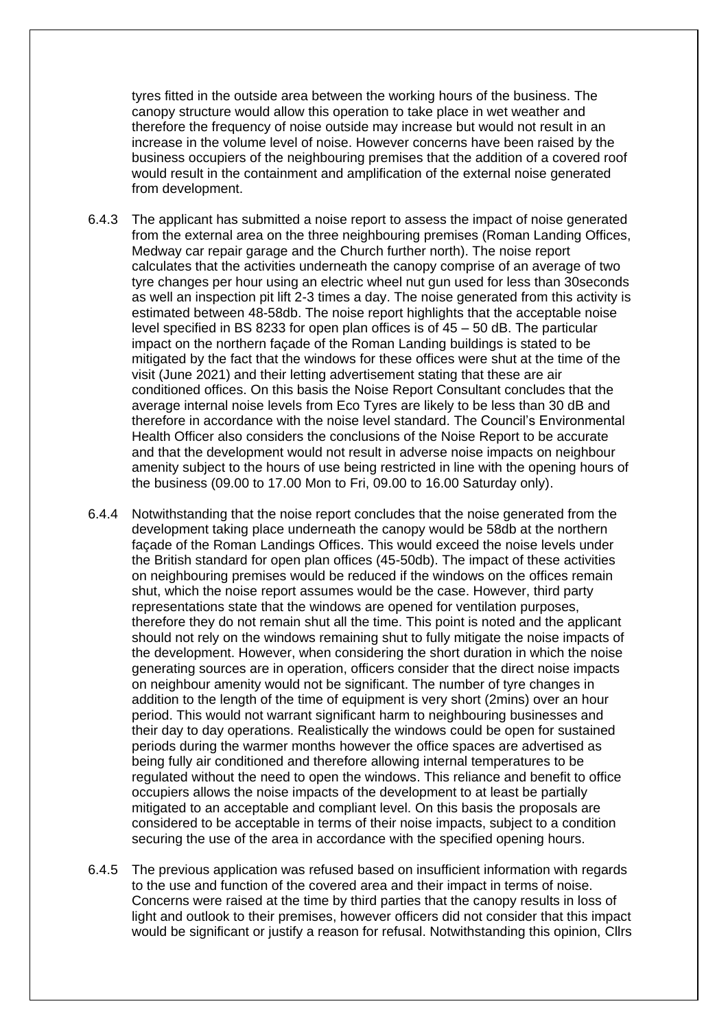tyres fitted in the outside area between the working hours of the business. The canopy structure would allow this operation to take place in wet weather and therefore the frequency of noise outside may increase but would not result in an increase in the volume level of noise. However concerns have been raised by the business occupiers of the neighbouring premises that the addition of a covered roof would result in the containment and amplification of the external noise generated from development.

6.4.3 The applicant has submitted a noise report to assess the impact of noise generated from the external area on the three neighbouring premises (Roman Landing Offices, Medway car repair garage and the Church further north). The noise report calculates that the activities underneath the canopy comprise of an average of two tyre changes per hour using an electric wheel nut gun used for less than 30seconds as well an inspection pit lift 2-3 times a day. The noise generated from this activity is estimated between 48-58db. The noise report highlights that the acceptable noise level specified in BS 8233 for open plan offices is of 45 – 50 dB. The particular impact on the northern façade of the Roman Landing buildings is stated to be mitigated by the fact that the windows for these offices were shut at the time of the visit (June 2021) and their letting advertisement stating that these are air conditioned offices. On this basis the Noise Report Consultant concludes that the average internal noise levels from Eco Tyres are likely to be less than 30 dB and therefore in accordance with the noise level standard. The Council's Environmental Health Officer also considers the conclusions of the Noise Report to be accurate and that the development would not result in adverse noise impacts on neighbour amenity subject to the hours of use being restricted in line with the opening hours of the business (09.00 to 17.00 Mon to Fri, 09.00 to 16.00 Saturday only).

6.4.4 Notwithstanding that the noise report concludes that the noise generated from the development taking place underneath the canopy would be 58db at the northern façade of the Roman Landings Offices. This would exceed the noise levels under the British standard for open plan offices (45-50db). The impact of these activities on neighbouring premises would be reduced if the windows on the offices remain shut, which the noise report assumes would be the case. However, third party representations state that the windows are opened for ventilation purposes, therefore they do not remain shut all the time. This point is noted and the applicant should not rely on the windows remaining shut to fully mitigate the noise impacts of the development. However, when considering the short duration in which the noise generating sources are in operation, officers consider that the direct noise impacts on neighbour amenity would not be significant. The number of tyre changes in addition to the length of the time of equipment is very short (2mins) over an hour period. This would not warrant significant harm to neighbouring businesses and their day to day operations. Realistically the windows could be open for sustained periods during the warmer months however the office spaces are advertised as being fully air conditioned and therefore allowing internal temperatures to be regulated without the need to open the windows. This reliance and benefit to office occupiers allows the noise impacts of the development to at least be partially mitigated to an acceptable and compliant level. On this basis the proposals are considered to be acceptable in terms of their noise impacts, subject to a condition securing the use of the area in accordance with the specified opening hours.

6.4.5 The previous application was refused based on insufficient information with regards to the use and function of the covered area and their impact in terms of noise. Concerns were raised at the time by third parties that the canopy results in loss of light and outlook to their premises, however officers did not consider that this impact would be significant or justify a reason for refusal. Notwithstanding this opinion, Cllrs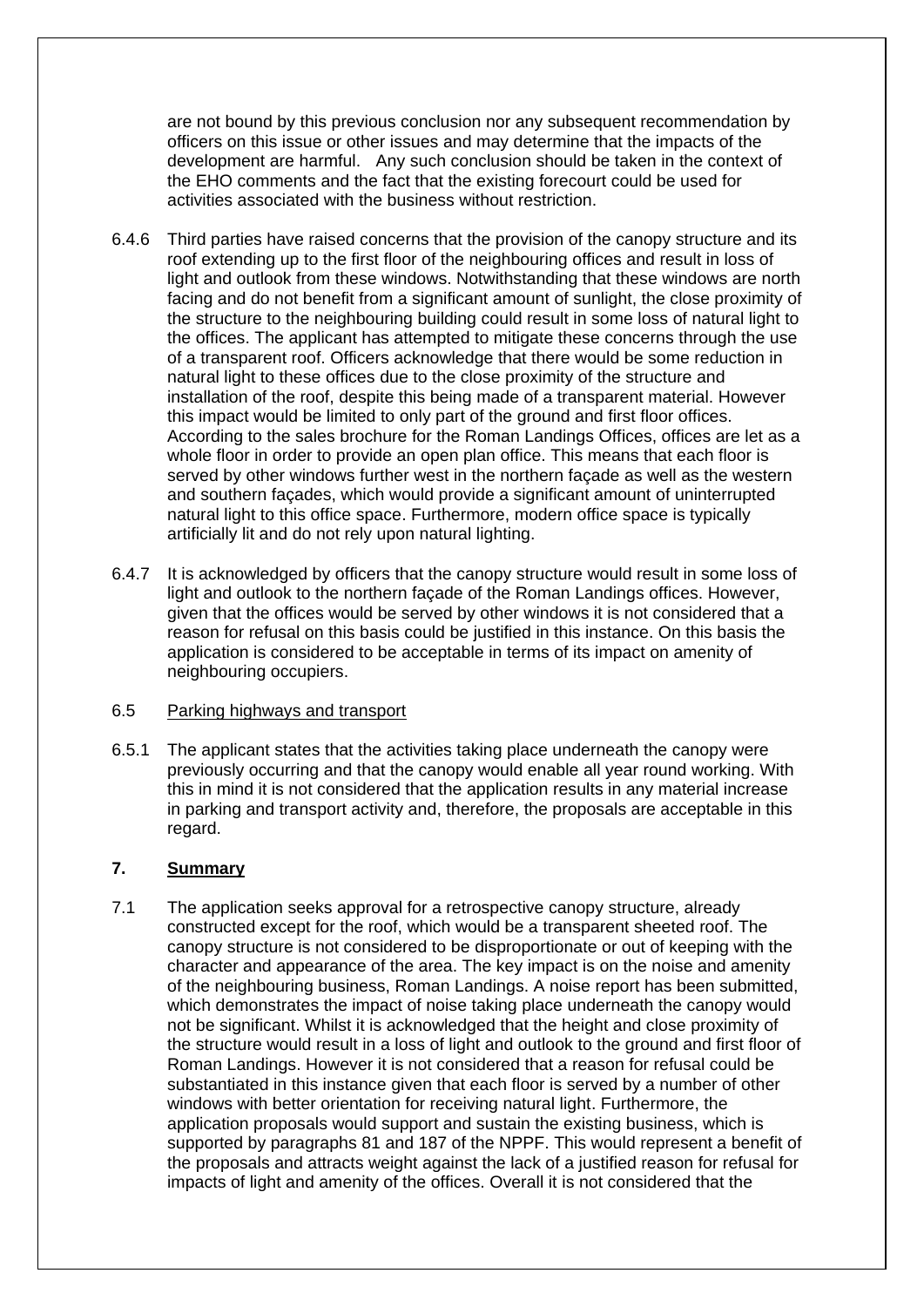are not bound by this previous conclusion nor any subsequent recommendation by officers on this issue or other issues and may determine that the impacts of the development are harmful. Any such conclusion should be taken in the context of the EHO comments and the fact that the existing forecourt could be used for activities associated with the business without restriction.

6.4.6 Third parties have raised concerns that the provision of the canopy structure and its roof extending up to the first floor of the neighbouring offices and result in loss of light and outlook from these windows. Notwithstanding that these windows are north facing and do not benefit from a significant amount of sunlight, the close proximity of the structure to the neighbouring building could result in some loss of natural light to the offices. The applicant has attempted to mitigate these concerns through the use of a transparent roof. Officers acknowledge that there would be some reduction in natural light to these offices due to the close proximity of the structure and installation of the roof, despite this being made of a transparent material. However this impact would be limited to only part of the ground and first floor offices. According to the sales brochure for the Roman Landings Offices, offices are let as a whole floor in order to provide an open plan office. This means that each floor is served by other windows further west in the northern façade as well as the western and southern façades, which would provide a significant amount of uninterrupted natural light to this office space. Furthermore, modern office space is typically artificially lit and do not rely upon natural lighting.

6.4.7 It is acknowledged by officers that the canopy structure would result in some loss of light and outlook to the northern façade of the Roman Landings offices. However, given that the offices would be served by other windows it is not considered that a reason for refusal on this basis could be justified in this instance. On this basis the application is considered to be acceptable in terms of its impact on amenity of neighbouring occupiers.

6.5 Parking highways and transport

6.5.1 The applicant states that the activities taking place underneath the canopy were previously occurring and that the canopy would enable all year round working. With this in mind it is not considered that the application results in any material increase in parking and transport activity and, therefore, the proposals are acceptable in this regard.

## 7. Summary

7.1 The application seeks approval for a retrospective canopy structure, already constructed except for the roof, which would be a transparent sheeted roof. The canopy structure is not considered to be disproportionate or out of keeping with the character and appearance of the area. The key impact is on the noise and amenity of the neighbouring business, Roman Landings. A noise report has been submitted, which demonstrates the impact of noise taking place underneath the canopy would not be significant. Whilst it is acknowledged that the height and close proximity of the structure would result in a loss of light and outlook to the ground and first floor of Roman Landings. However it is not considered that a reason for refusal could be substantiated in this instance given that each floor is served by a number of other windows with better orientation for receiving natural light. Furthermore, the application proposals would support and sustain the existing business, which is supported by paragraphs 81 and 187 of the NPPF. This would represent a benefit of the proposals and attracts weight against the lack of a justified reason for refusal for impacts of light and amenity of the offices. Overall it is not considered that the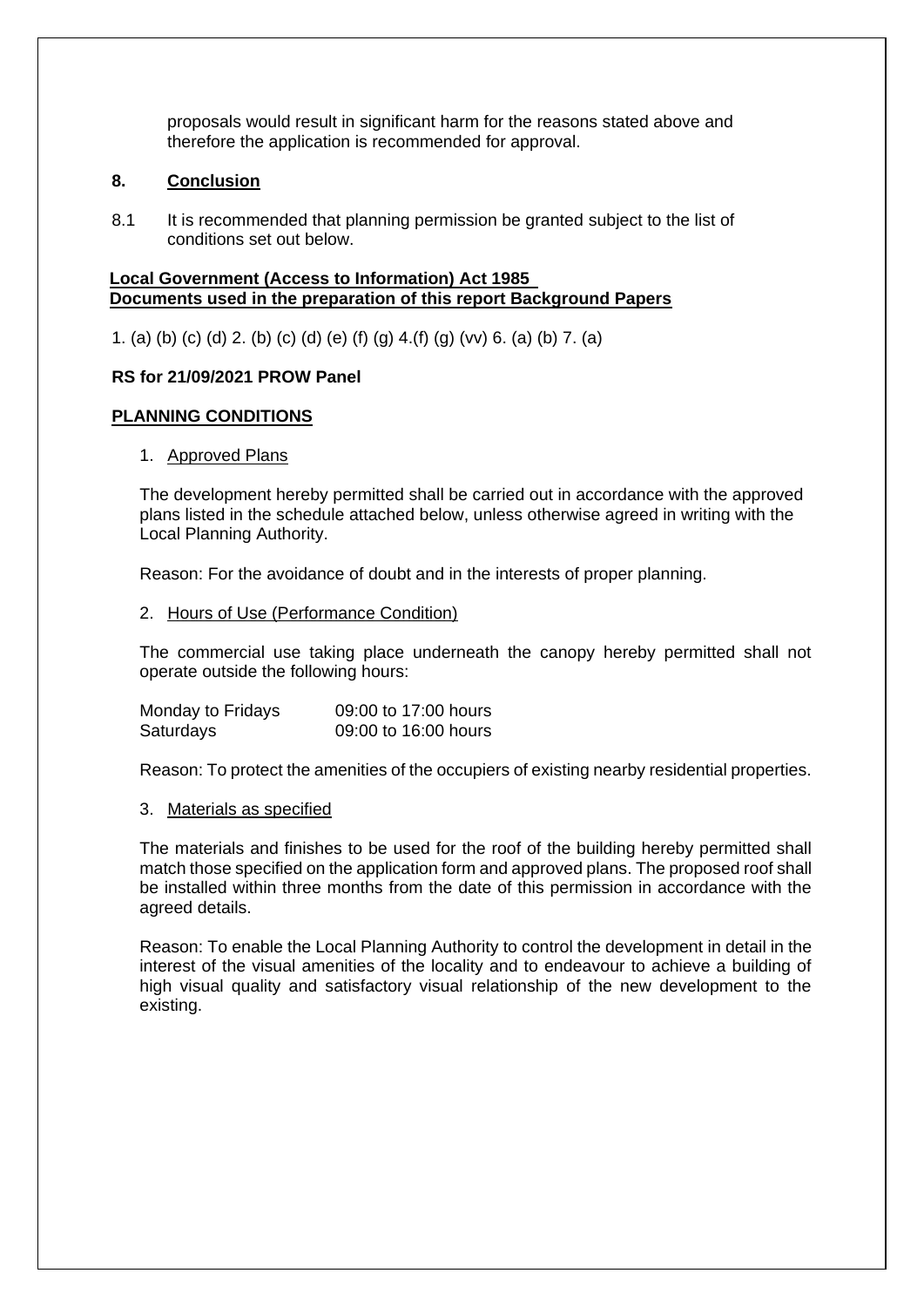proposals would result in significant harm for the reasons stated above and therefore the application is recommended for approval.

## 8. Conclusion

8.1 It is recommended that planning permission be granted subject to the list of conditions set out below.

**Local Government (Access to Information) Act 1985**
**Documents used in the preparation of this report Background Papers**

1. (a) (b) (c) (d) 2. (b) (c) (d) (e) (f) (g) 4.(f) (g) (vv) 6. (a) (b) 7. (a)

**RS for 21/09/2021 PROW Panel**

## PLANNING CONDITIONS

1. Approved Plans

The development hereby permitted shall be carried out in accordance with the approved plans listed in the schedule attached below, unless otherwise agreed in writing with the Local Planning Authority.

Reason: For the avoidance of doubt and in the interests of proper planning.

2. Hours of Use (Performance Condition)

The commercial use taking place underneath the canopy hereby permitted shall not operate outside the following hours:

| | |
|---|---|
| Monday to Fridays | 09:00 to 17:00 hours |
| Saturdays | 09:00 to 16:00 hours |

Reason: To protect the amenities of the occupiers of existing nearby residential properties.

3. Materials as specified

The materials and finishes to be used for the roof of the building hereby permitted shall match those specified on the application form and approved plans. The proposed roof shall be installed within three months from the date of this permission in accordance with the agreed details.

Reason: To enable the Local Planning Authority to control the development in detail in the interest of the visual amenities of the locality and to endeavour to achieve a building of high visual quality and satisfactory visual relationship of the new development to the existing.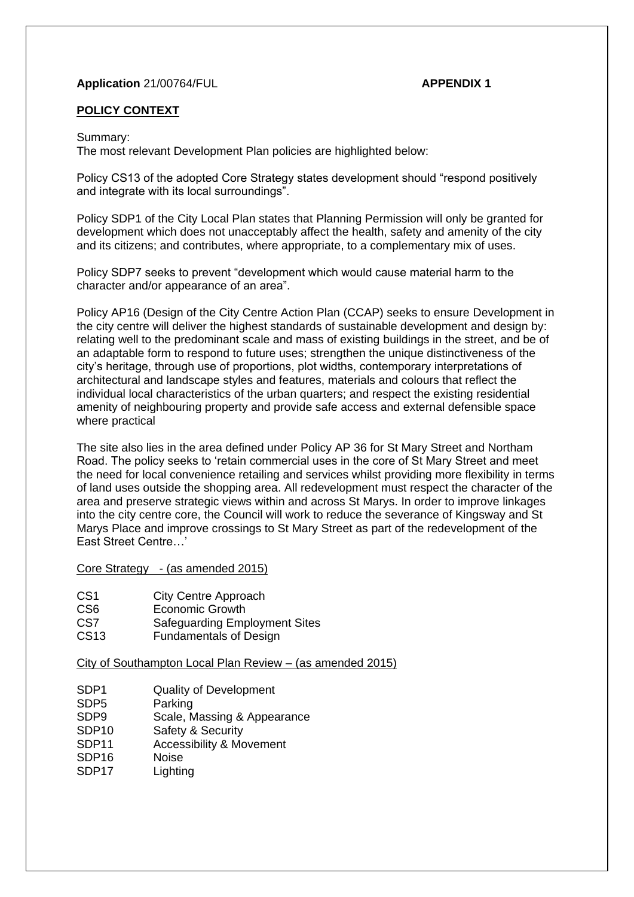**Application** 21/00764/FUL **APPENDIX 1**

**POLICY CONTEXT**

Summary:
The most relevant Development Plan policies are highlighted below:

Policy CS13 of the adopted Core Strategy states development should "respond positively and integrate with its local surroundings".

Policy SDP1 of the City Local Plan states that Planning Permission will only be granted for development which does not unacceptably affect the health, safety and amenity of the city and its citizens; and contributes, where appropriate, to a complementary mix of uses.

Policy SDP7 seeks to prevent "development which would cause material harm to the character and/or appearance of an area".

Policy AP16 (Design of the City Centre Action Plan (CCAP) seeks to ensure Development in the city centre will deliver the highest standards of sustainable development and design by: relating well to the predominant scale and mass of existing buildings in the street, and be of an adaptable form to respond to future uses; strengthen the unique distinctiveness of the city's heritage, through use of proportions, plot widths, contemporary interpretations of architectural and landscape styles and features, materials and colours that reflect the individual local characteristics of the urban quarters; and respect the existing residential amenity of neighbouring property and provide safe access and external defensible space where practical

The site also lies in the area defined under Policy AP 36 for St Mary Street and Northam Road. The policy seeks to 'retain commercial uses in the core of St Mary Street and meet the need for local convenience retailing and services whilst providing more flexibility in terms of land uses outside the shopping area. All redevelopment must respect the character of the area and preserve strategic views within and across St Marys. In order to improve linkages into the city centre core, the Council will work to reduce the severance of Kingsway and St Marys Place and improve crossings to St Mary Street as part of the redevelopment of the East Street Centre…'

<u>Core Strategy - (as amended 2015)</u>

| | |
|---|---|
| CS1 | City Centre Approach |
| CS6 | Economic Growth |
| CS7 | Safeguarding Employment Sites |
| CS13 | Fundamentals of Design |

<u>City of Southampton Local Plan Review – (as amended 2015)</u>

| | |
|---|---|
| SDP1 | Quality of Development |
| SDP5 | Parking |
| SDP9 | Scale, Massing & Appearance |
| SDP10 | Safety & Security |
| SDP11 | Accessibility & Movement |
| SDP16 | Noise |
| SDP17 | Lighting |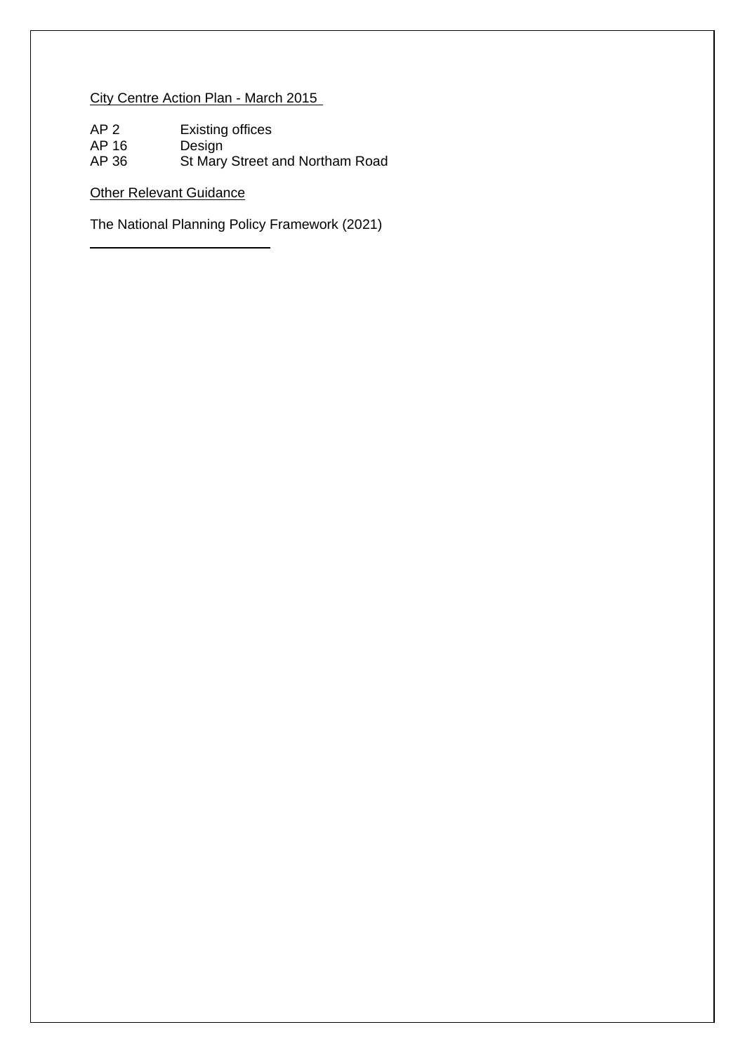<u>City Centre Action Plan - March 2015</u>

| | |
|---|---|
| AP 2 | Existing offices |
| AP 16 | Design |
| AP 36 | St Mary Street and Northam Road |

<u>Other Relevant Guidance</u>

The National Planning Policy Framework (2021)

---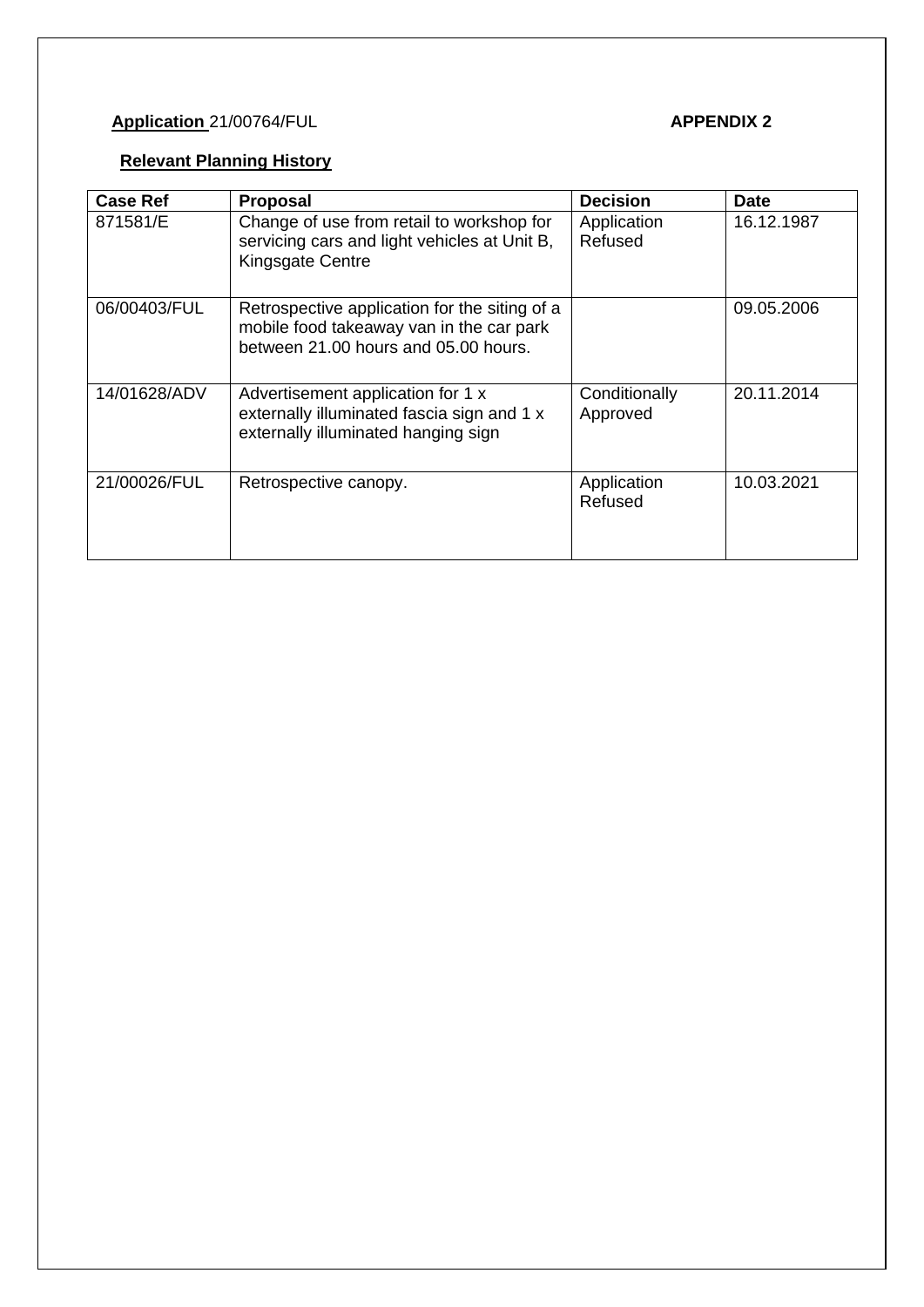**Application** 21/00764/FUL **APPENDIX 2**

**Relevant Planning History**

| Case Ref | Proposal | Decision | Date |
|---|---|---|---|
| 871581/E | Change of use from retail to workshop for servicing cars and light vehicles at Unit B, Kingsgate Centre | Application Refused | 16.12.1987 |
| 06/00403/FUL | Retrospective application for the siting of a mobile food takeaway van in the car park between 21.00 hours and 05.00 hours. | | 09.05.2006 |
| 14/01628/ADV | Advertisement application for 1 x externally illuminated fascia sign and 1 x externally illuminated hanging sign | Conditionally Approved | 20.11.2014 |
| 21/00026/FUL | Retrospective canopy. | Application Refused | 10.03.2021 |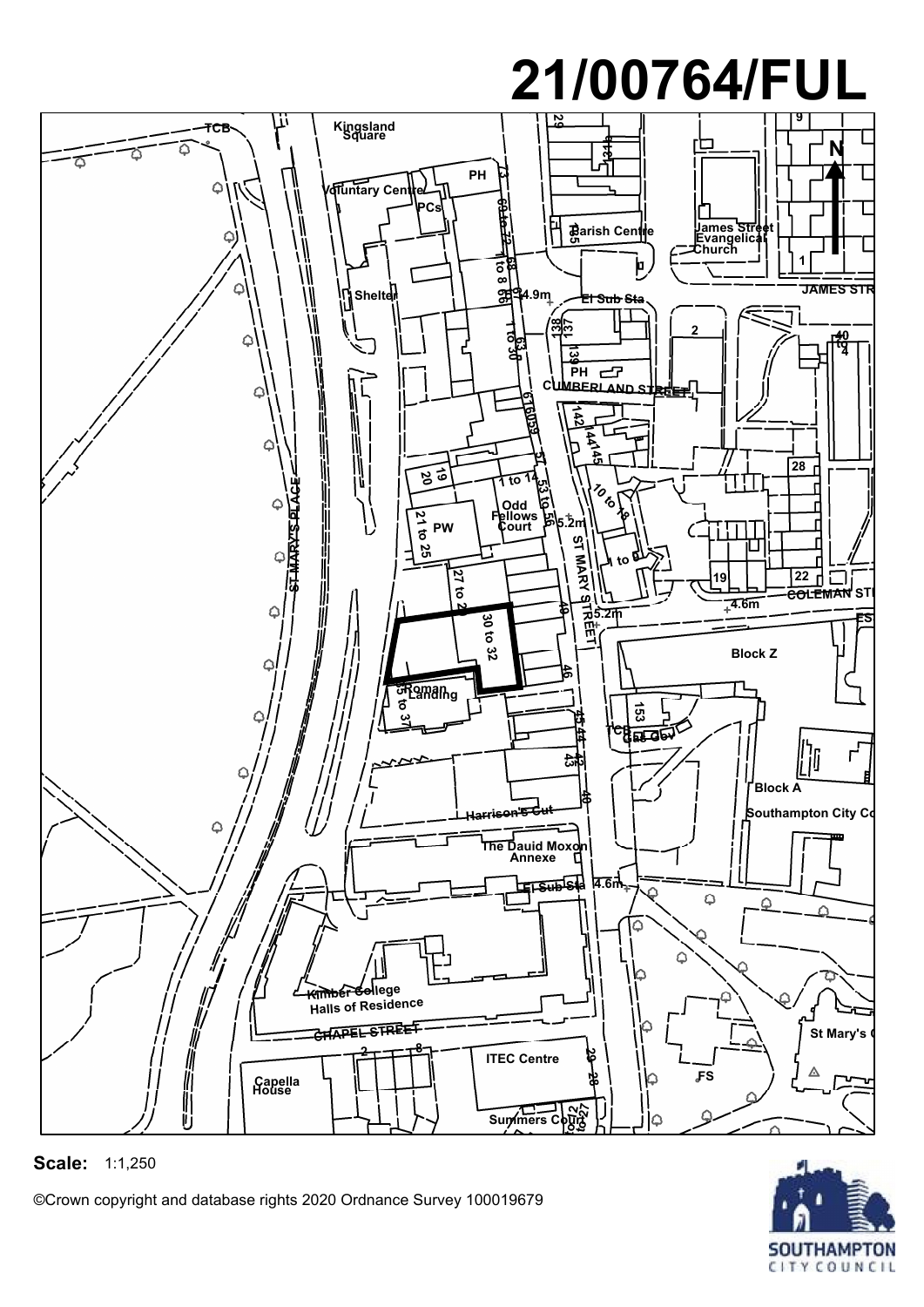# 21/00764/FUL

**Scale:** 1:1,250

©Crown copyright and database rights 2020 Ordnance Survey 100019679

SOUTHAMPTON CITY COUNCIL